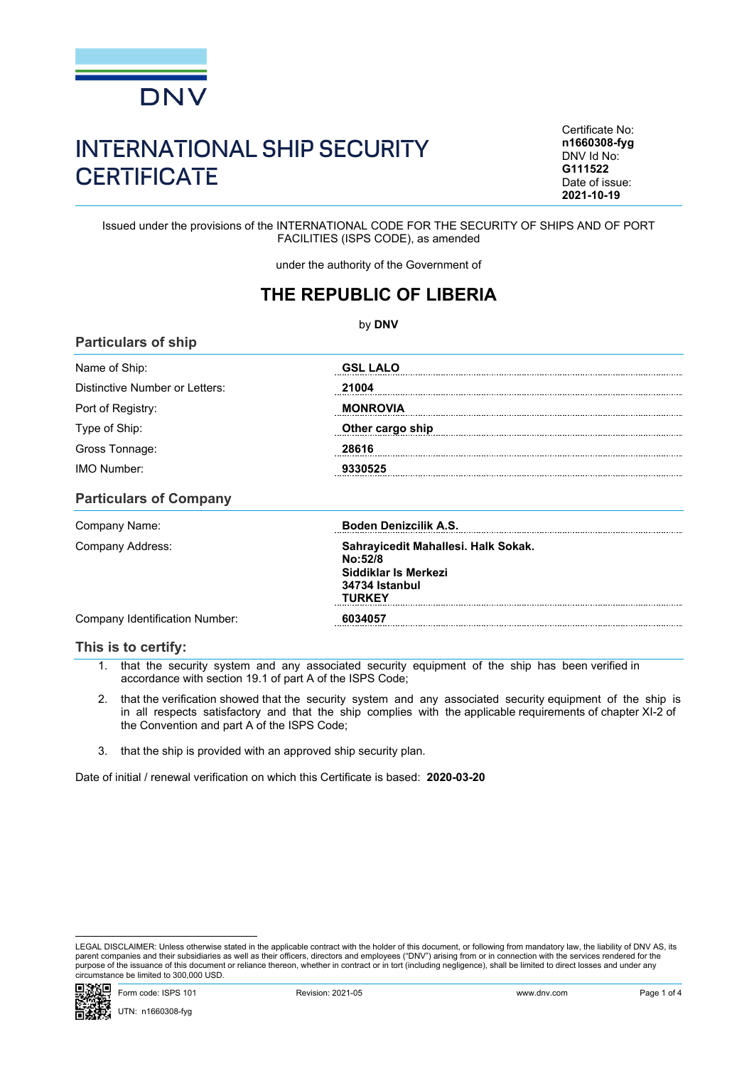DNV

# INTERNATIONAL SHIP SECURITY CERTIFICATE

Certificate No: **n1660308-fyg**
DNV Id No: **G111522**
Date of issue: **2021-10-19**

Issued under the provisions of the INTERNATIONAL CODE FOR THE SECURITY OF SHIPS AND OF PORT FACILITIES (ISPS CODE), as amended

under the authority of the Government of

## THE REPUBLIC OF LIBERIA

by **DNV**

### Particulars of ship

| | |
|---|---|
| Name of Ship: | **GSL LALO** |
| Distinctive Number or Letters: | **21004** |
| Port of Registry: | **MONROVIA** |
| Type of Ship: | **Other cargo ship** |
| Gross Tonnage: | **28616** |
| IMO Number: | **9330525** |

### Particulars of Company

| | |
|---|---|
| Company Name: | **Boden Denizcilik A.S.** |
| Company Address: | **Sahrayicedit Mahallesi. Halk Sokak. No:52/8 Siddiklar Is Merkezi 34734 Istanbul TURKEY** |
| Company Identification Number: | **6034057** |

### This is to certify:

1. that the security system and any associated security equipment of the ship has been verified in accordance with section 19.1 of part A of the ISPS Code;
2. that the verification showed that the security system and any associated security equipment of the ship is in all respects satisfactory and that the ship complies with the applicable requirements of chapter XI-2 of the Convention and part A of the ISPS Code;
3. that the ship is provided with an approved ship security plan.

Date of initial / renewal verification on which this Certificate is based: **2020-03-20**

LEGAL DISCLAIMER: Unless otherwise stated in the applicable contract with the holder of this document, or following from mandatory law, the liability of DNV AS, its parent companies and their subsidiaries as well as their officers, directors and employees ("DNV") arising from or in connection with the services rendered for the purpose of the issuance of this document or reliance thereon, whether in contract or in tort (including negligence), shall be limited to direct losses and under any circumstance be limited to 300,000 USD.

Form code: ISPS 101 Revision: 2021-05 www.dnv.com

UTN: n1660308-fyg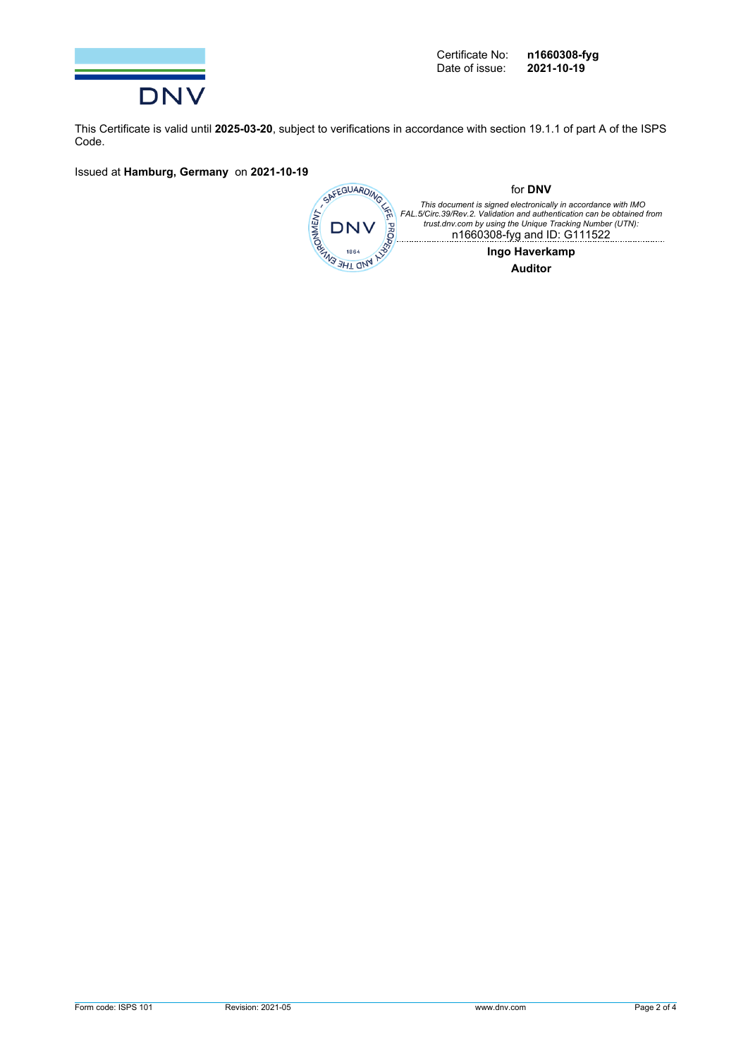Certificate No: **n1660308-fyg**
Date of issue: **2021-10-19**

This Certificate is valid until **2025-03-20**, subject to verifications in accordance with section 19.1.1 of part A of the ISPS Code.

Issued at **Hamburg, Germany** on **2021-10-19**

for **DNV**

*This document is signed electronically in accordance with IMO FAL.5/Circ.39/Rev.2. Validation and authentication can be obtained from trust.dnv.com by using the Unique Tracking Number (UTN):*
n1660308-fyg and ID: G111522

**Ingo Haverkamp**
**Auditor**

Form code: ISPS 101 Revision: 2021-05 www.dnv.com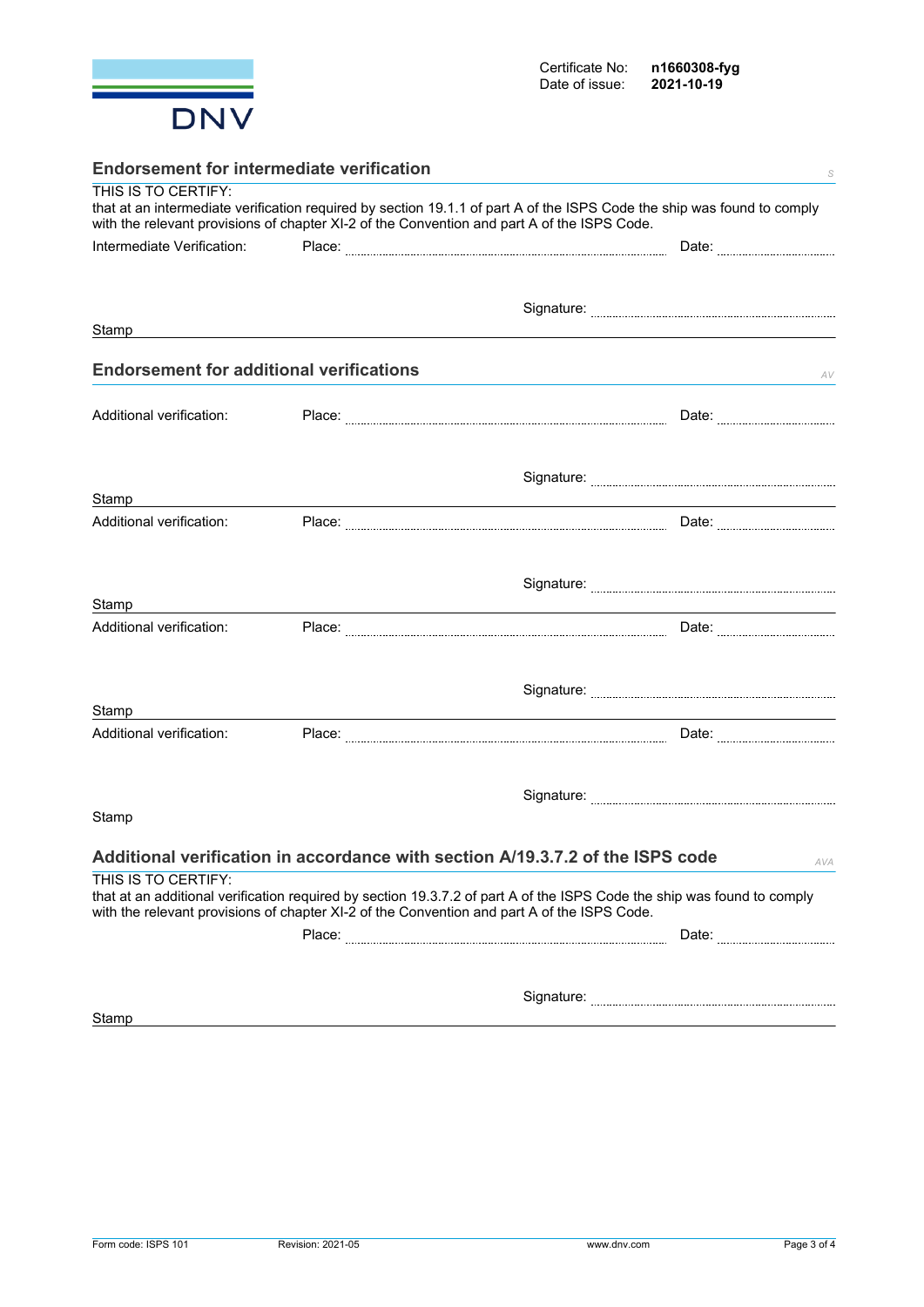Certificate No: **n1660308-fyg**
Date of issue: **2021-10-19**

## Endorsement for intermediate verification

*S*

THIS IS TO CERTIFY:
that at an intermediate verification required by section 19.1.1 of part A of the ISPS Code the ship was found to comply with the relevant provisions of chapter XI-2 of the Convention and part A of the ISPS Code.

Intermediate Verification: Place: ................................................ Date: ....................

Signature: ....................................

Stamp

## Endorsement for additional verifications

*AV*

Additional verification: Place: ................................................ Date: ....................

Signature: ....................................

Stamp

Additional verification: Place: ................................................ Date: ....................

Signature: ....................................

Stamp

Additional verification: Place: ................................................ Date: ....................

Signature: ....................................

Stamp

Additional verification: Place: ................................................ Date: ....................

Signature: ....................................

Stamp

## Additional verification in accordance with section A/19.3.7.2 of the ISPS code

*AVA*

THIS IS TO CERTIFY:
that at an additional verification required by section 19.3.7.2 of part A of the ISPS Code the ship was found to comply with the relevant provisions of chapter XI-2 of the Convention and part A of the ISPS Code.

Place: ................................................ Date: ....................

Signature: ....................................

Stamp

Form code: ISPS 101 Revision: 2021-05 www.dnv.com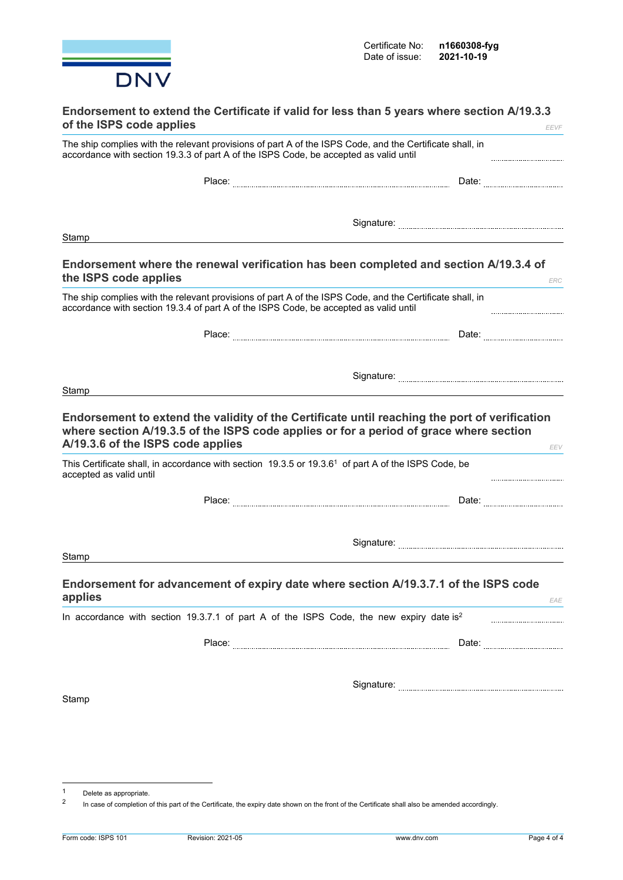Certificate No: **n1660308-fyg**
Date of issue: **2021-10-19**

## Endorsement to extend the Certificate if valid for less than 5 years where section A/19.3.3 of the ISPS code applies

*EEVF*

The ship complies with the relevant provisions of part A of the ISPS Code, and the Certificate shall, in accordance with section 19.3.3 of part A of the ISPS Code, be accepted as valid until ..................

Place: .................................................. Date: ..................

Signature: ..................................

Stamp

## Endorsement where the renewal verification has been completed and section A/19.3.4 of the ISPS code applies

*ERC*

The ship complies with the relevant provisions of part A of the ISPS Code, and the Certificate shall, in accordance with section 19.3.4 of part A of the ISPS Code, be accepted as valid until ..................

Place: .................................................. Date: ..................

Signature: ..................................

Stamp

## Endorsement to extend the validity of the Certificate until reaching the port of verification where section A/19.3.5 of the ISPS code applies or for a period of grace where section A/19.3.6 of the ISPS code applies

*EEV*

This Certificate shall, in accordance with section 19.3.5 or 19.3.6[1] of part A of the ISPS Code, be accepted as valid until ..................

Place: .................................................. Date: ..................

Signature: ..................................

Stamp

## Endorsement for advancement of expiry date where section A/19.3.7.1 of the ISPS code applies

*EAE*

In accordance with section 19.3.7.1 of part A of the ISPS Code, the new expiry date is[2] ..................

Place: .................................................. Date: ..................

Signature: ..................................

Stamp

---

[1] Delete as appropriate.

[2] In case of completion of this part of the Certificate, the expiry date shown on the front of the Certificate shall also be amended accordingly.

Form code: ISPS 101 Revision: 2021-05 www.dnv.com